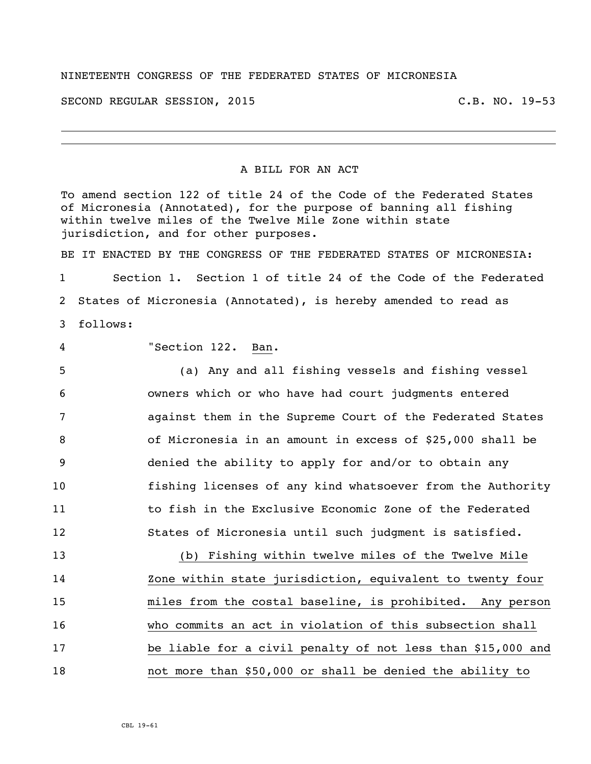NINETEENTH CONGRESS OF THE FEDERATED STATES OF MICRONESIA

SECOND REGULAR SESSION, 2015 C.B. NO. 19-53

A BILL FOR AN ACT

To amend section 122 of title 24 of the Code of the Federated States of Micronesia (Annotated), for the purpose of banning all fishing within twelve miles of the Twelve Mile Zone within state jurisdiction, and for other purposes.

BE IT ENACTED BY THE CONGRESS OF THE FEDERATED STATES OF MICRONESIA:

1 Section 1. Section 1 of title 24 of the Code of the Federated
2 States of Micronesia (Annotated), is hereby amended to read as
3 follows:

4 "Section 122. Ban.

5 (a) Any and all fishing vessels and fishing vessel
6 owners which or who have had court judgments entered
7 against them in the Supreme Court of the Federated States
8 of Micronesia in an amount in excess of $25,000 shall be
9 denied the ability to apply for and/or to obtain any
10 fishing licenses of any kind whatsoever from the Authority
11 to fish in the Exclusive Economic Zone of the Federated
12 States of Micronesia until such judgment is satisfied.

13 (b) Fishing within twelve miles of the Twelve Mile
14 Zone within state jurisdiction, equivalent to twenty four
15 miles from the costal baseline, is prohibited. Any person
16 who commits an act in violation of this subsection shall
17 be liable for a civil penalty of not less than $15,000 and
18 not more than $50,000 or shall be denied the ability to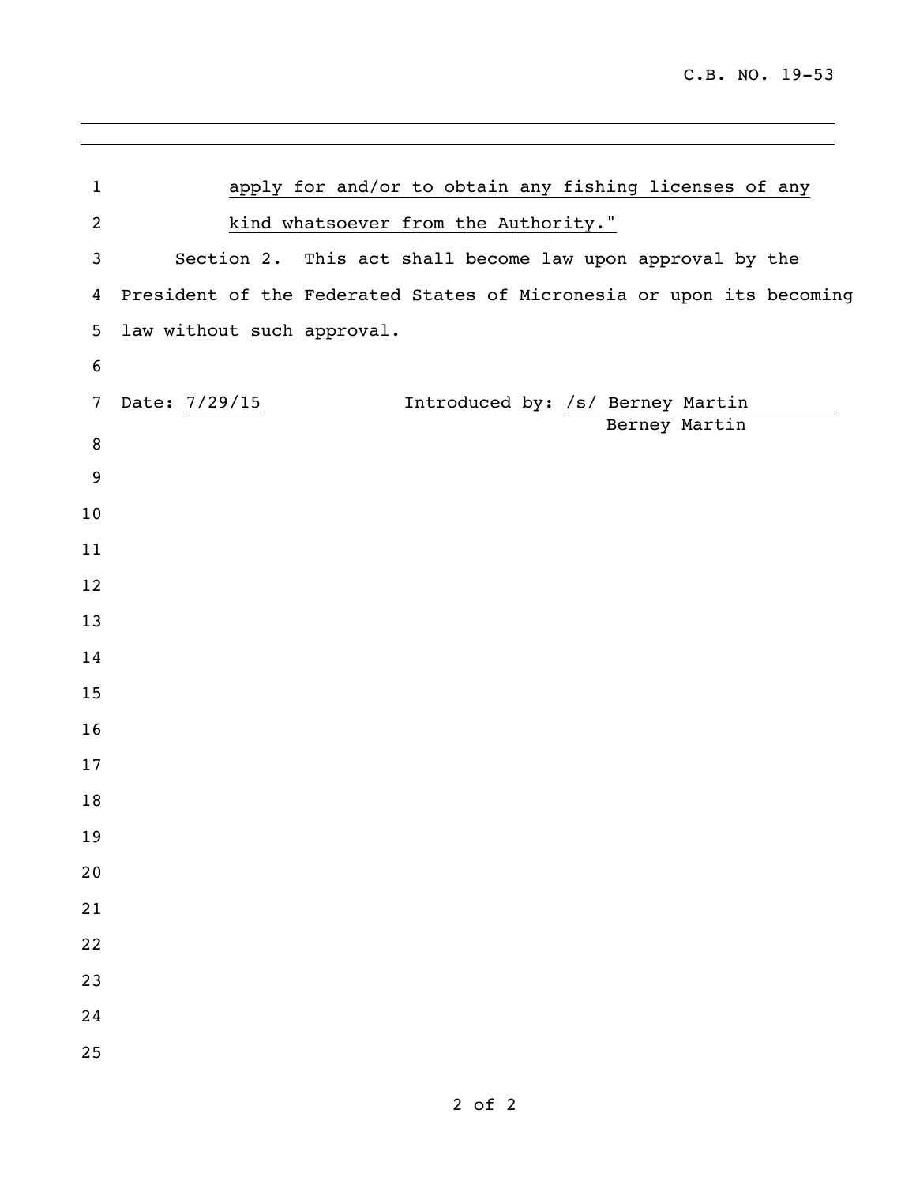apply for and/or to obtain any fishing licenses of any kind whatsoever from the Authority."

Section 2. This act shall become law upon approval by the President of the Federated States of Micronesia or upon its becoming law without such approval.

Date: 7/29/15 Introduced by: /s/ Berney Martin

Berney Martin